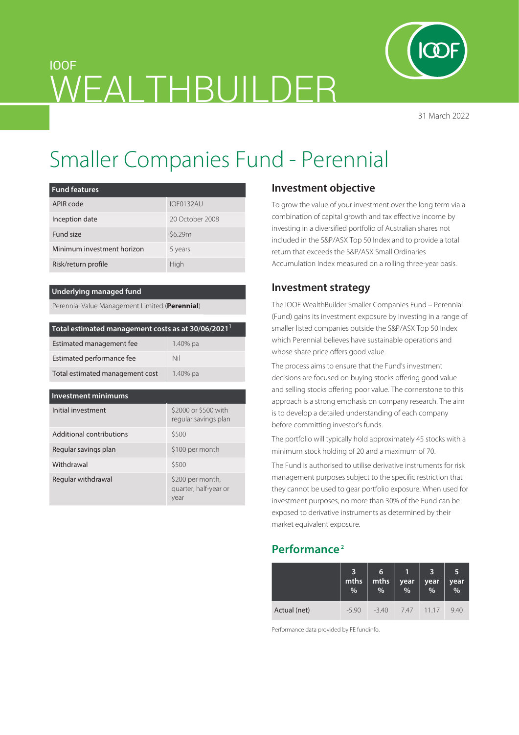IOOF

# WEALTHBUILDER

31 March 2022

# Smaller Companies Fund - Perennial

| Fund features | |
|---|---|
| APIR code | IOF0132AU |
| Inception date | 20 October 2008 |
| Fund size | $6.29m |
| Minimum investment horizon | 5 years |
| Risk/return profile | High |

| Underlying managed fund |
|---|
| Perennial Value Management Limited (**Perennial**) |

| Total estimated management costs as at 30/06/2021[1] | |
|---|---|
| Estimated management fee | 1.40% pa |
| Estimated performance fee | Nil |
| Total estimated management cost | 1.40% pa |

| Investment minimums | |
|---|---|
| Initial investment | $2000 or $500 with regular savings plan |
| Additional contributions | $500 |
| Regular savings plan | $100 per month |
| Withdrawal | $500 |
| Regular withdrawal | $200 per month, quarter, half-year or year |

## Investment objective

To grow the value of your investment over the long term via a combination of capital growth and tax effective income by investing in a diversified portfolio of Australian shares not included in the S&P/ASX Top 50 Index and to provide a total return that exceeds the S&P/ASX Small Ordinaries Accumulation Index measured on a rolling three-year basis.

## Investment strategy

The IOOF WealthBuilder Smaller Companies Fund – Perennial (Fund) gains its investment exposure by investing in a range of smaller listed companies outside the S&P/ASX Top 50 Index which Perennial believes have sustainable operations and whose share price offers good value.

The process aims to ensure that the Fund's investment decisions are focused on buying stocks offering good value and selling stocks offering poor value. The cornerstone to this approach is a strong emphasis on company research. The aim is to develop a detailed understanding of each company before committing investor's funds.

The portfolio will typically hold approximately 45 stocks with a minimum stock holding of 20 and a maximum of 70.

The Fund is authorised to utilise derivative instruments for risk management purposes subject to the specific restriction that they cannot be used to gear portfolio exposure. When used for investment purposes, no more than 30% of the Fund can be exposed to derivative instruments as determined by their market equivalent exposure.

## Performance[2]

| | 3 mths % | 6 mths % | 1 year % | 3 year % | 5 year % |
|---|---|---|---|---|---|
| Actual (net) | -5.90 | -3.40 | 7.47 | 11.17 | 9.40 |

Performance data provided by FE fundinfo.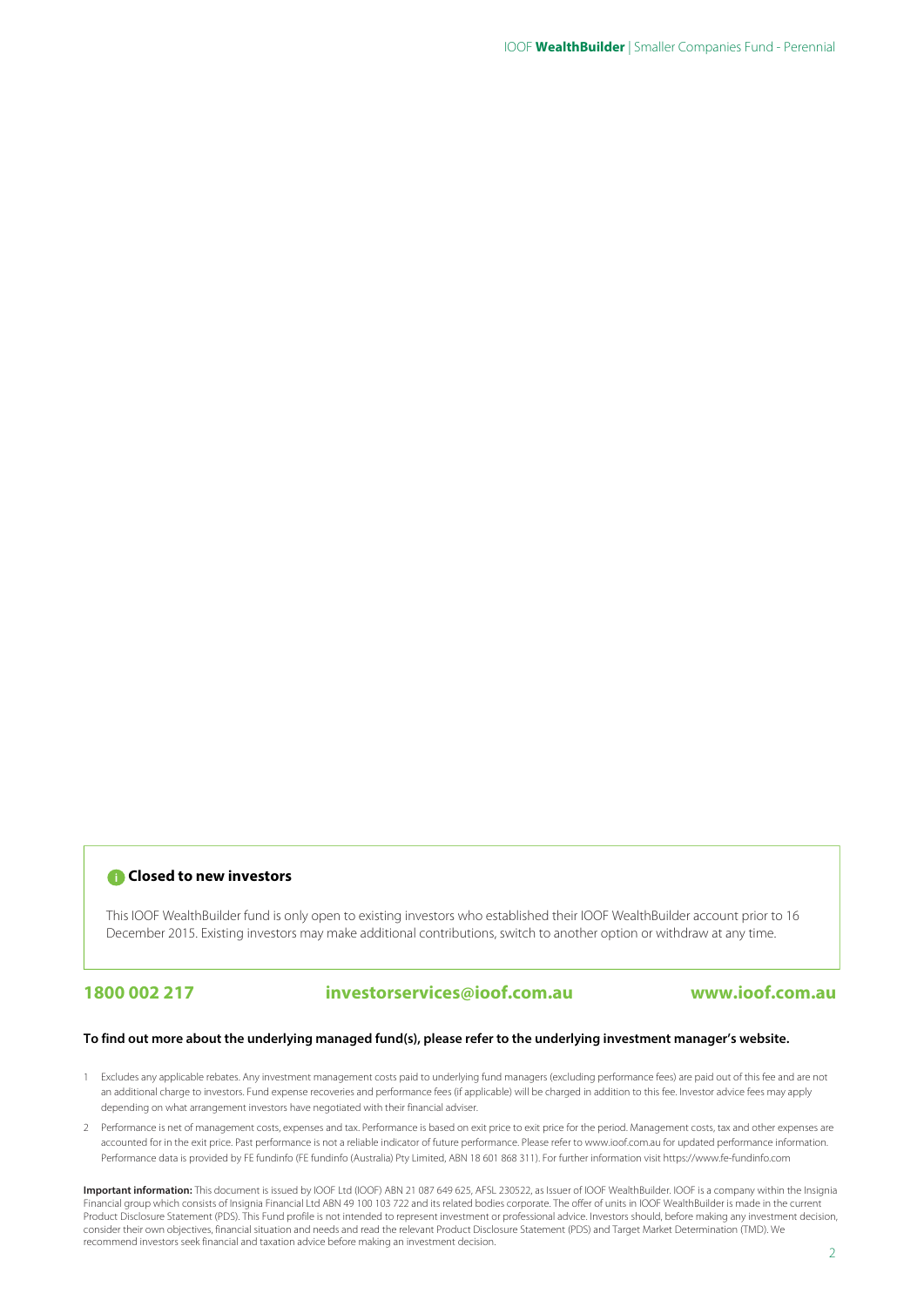**Closed to new investors**

This IOOF WealthBuilder fund is only open to existing investors who established their IOOF WealthBuilder account prior to 16 December 2015. Existing investors may make additional contributions, switch to another option or withdraw at any time.

**1800 002 217** **investorservices@ioof.com.au** **www.ioof.com.au**

**To find out more about the underlying managed fund(s), please refer to the underlying investment manager's website.**

1 Excludes any applicable rebates. Any investment management costs paid to underlying fund managers (excluding performance fees) are paid out of this fee and are not an additional charge to investors. Fund expense recoveries and performance fees (if applicable) will be charged in addition to this fee. Investor advice fees may apply depending on what arrangement investors have negotiated with their financial adviser.

2 Performance is net of management costs, expenses and tax. Performance is based on exit price to exit price for the period. Management costs, tax and other expenses are accounted for in the exit price. Past performance is not a reliable indicator of future performance. Please refer to www.ioof.com.au for updated performance information. Performance data is provided by FE fundinfo (FE fundinfo (Australia) Pty Limited, ABN 18 601 868 311). For further information visit https://www.fe-fundinfo.com

**Important information:** This document is issued by IOOF Ltd (IOOF) ABN 21 087 649 625, AFSL 230522, as Issuer of IOOF WealthBuilder. IOOF is a company within the Insignia Financial group which consists of Insignia Financial Ltd ABN 49 100 103 722 and its related bodies corporate. The offer of units in IOOF WealthBuilder is made in the current Product Disclosure Statement (PDS). This Fund profile is not intended to represent investment or professional advice. Investors should, before making any investment decision, consider their own objectives, financial situation and needs and read the relevant Product Disclosure Statement (PDS) and Target Market Determination (TMD). We recommend investors seek financial and taxation advice before making an investment decision.